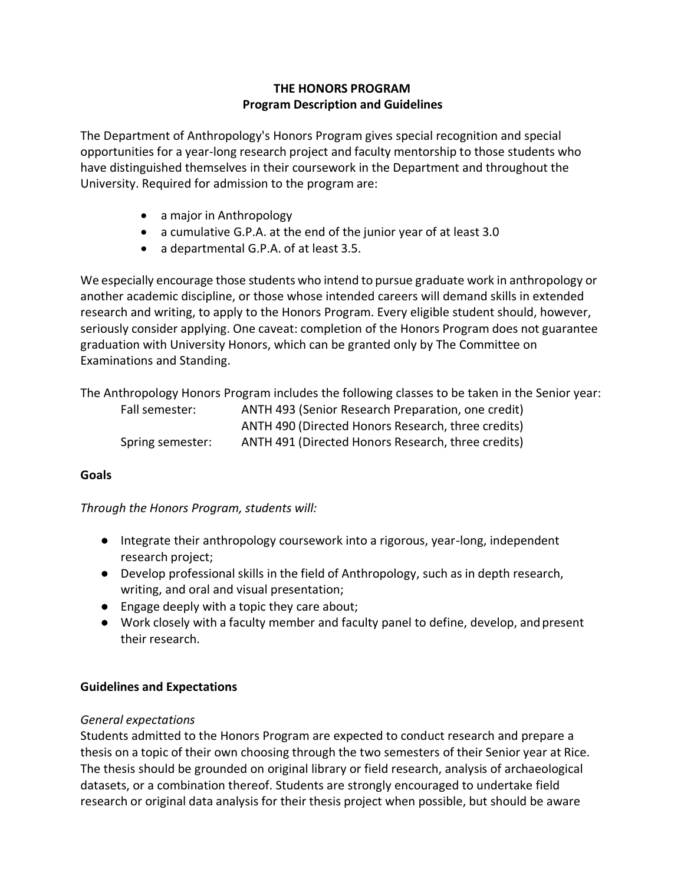# THE HONORS PROGRAM
## Program Description and Guidelines

The Department of Anthropology's Honors Program gives special recognition and special opportunities for a year-long research project and faculty mentorship to those students who have distinguished themselves in their coursework in the Department and throughout the University. Required for admission to the program are:

- a major in Anthropology
- a cumulative G.P.A. at the end of the junior year of at least 3.0
- a departmental G.P.A. of at least 3.5.

We especially encourage those students who intend to pursue graduate work in anthropology or another academic discipline, or those whose intended careers will demand skills in extended research and writing, to apply to the Honors Program. Every eligible student should, however, seriously consider applying. One caveat: completion of the Honors Program does not guarantee graduation with University Honors, which can be granted only by The Committee on Examinations and Standing.

The Anthropology Honors Program includes the following classes to be taken in the Senior year:

| | |
|---|---|
| Fall semester: | ANTH 493 (Senior Research Preparation, one credit) |
| | ANTH 490 (Directed Honors Research, three credits) |
| Spring semester: | ANTH 491 (Directed Honors Research, three credits) |

### Goals

*Through the Honors Program, students will:*

- Integrate their anthropology coursework into a rigorous, year-long, independent research project;
- Develop professional skills in the field of Anthropology, such as in depth research, writing, and oral and visual presentation;
- Engage deeply with a topic they care about;
- Work closely with a faculty member and faculty panel to define, develop, and present their research.

### Guidelines and Expectations

*General expectations*

Students admitted to the Honors Program are expected to conduct research and prepare a thesis on a topic of their own choosing through the two semesters of their Senior year at Rice. The thesis should be grounded on original library or field research, analysis of archaeological datasets, or a combination thereof. Students are strongly encouraged to undertake field research or original data analysis for their thesis project when possible, but should be aware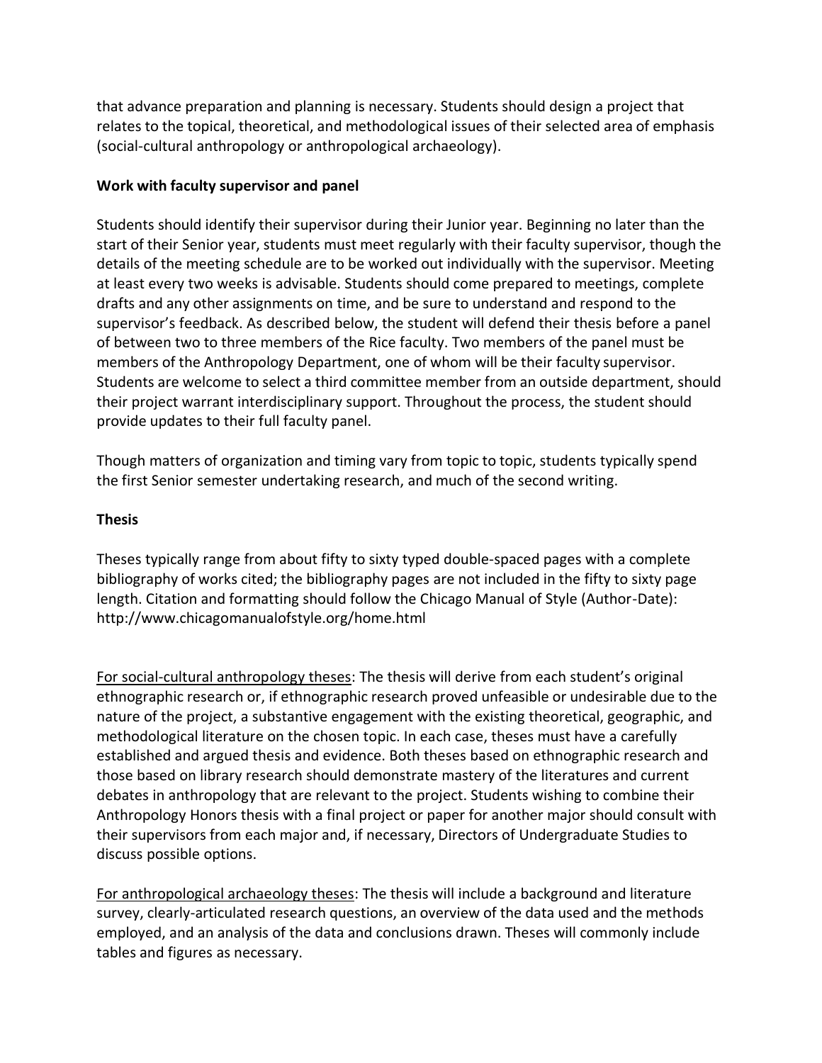that advance preparation and planning is necessary. Students should design a project that relates to the topical, theoretical, and methodological issues of their selected area of emphasis (social-cultural anthropology or anthropological archaeology).

**Work with faculty supervisor and panel**

Students should identify their supervisor during their Junior year. Beginning no later than the start of their Senior year, students must meet regularly with their faculty supervisor, though the details of the meeting schedule are to be worked out individually with the supervisor. Meeting at least every two weeks is advisable. Students should come prepared to meetings, complete drafts and any other assignments on time, and be sure to understand and respond to the supervisor's feedback. As described below, the student will defend their thesis before a panel of between two to three members of the Rice faculty. Two members of the panel must be members of the Anthropology Department, one of whom will be their faculty supervisor. Students are welcome to select a third committee member from an outside department, should their project warrant interdisciplinary support. Throughout the process, the student should provide updates to their full faculty panel.

Though matters of organization and timing vary from topic to topic, students typically spend the first Senior semester undertaking research, and much of the second writing.

**Thesis**

Theses typically range from about fifty to sixty typed double-spaced pages with a complete bibliography of works cited; the bibliography pages are not included in the fifty to sixty page length. Citation and formatting should follow the Chicago Manual of Style (Author-Date): http://www.chicagomanualofstyle.org/home.html

For social-cultural anthropology theses: The thesis will derive from each student's original ethnographic research or, if ethnographic research proved unfeasible or undesirable due to the nature of the project, a substantive engagement with the existing theoretical, geographic, and methodological literature on the chosen topic. In each case, theses must have a carefully established and argued thesis and evidence. Both theses based on ethnographic research and those based on library research should demonstrate mastery of the literatures and current debates in anthropology that are relevant to the project. Students wishing to combine their Anthropology Honors thesis with a final project or paper for another major should consult with their supervisors from each major and, if necessary, Directors of Undergraduate Studies to discuss possible options.

For anthropological archaeology theses: The thesis will include a background and literature survey, clearly-articulated research questions, an overview of the data used and the methods employed, and an analysis of the data and conclusions drawn. Theses will commonly include tables and figures as necessary.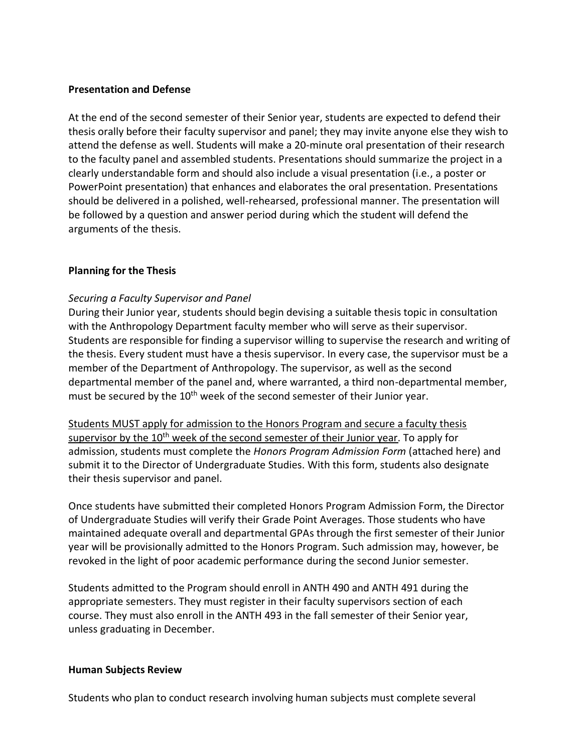**Presentation and Defense**

At the end of the second semester of their Senior year, students are expected to defend their thesis orally before their faculty supervisor and panel; they may invite anyone else they wish to attend the defense as well. Students will make a 20-minute oral presentation of their research to the faculty panel and assembled students. Presentations should summarize the project in a clearly understandable form and should also include a visual presentation (i.e., a poster or PowerPoint presentation) that enhances and elaborates the oral presentation. Presentations should be delivered in a polished, well-rehearsed, professional manner. The presentation will be followed by a question and answer period during which the student will defend the arguments of the thesis.

**Planning for the Thesis**

*Securing a Faculty Supervisor and Panel*

During their Junior year, students should begin devising a suitable thesis topic in consultation with the Anthropology Department faculty member who will serve as their supervisor. Students are responsible for finding a supervisor willing to supervise the research and writing of the thesis. Every student must have a thesis supervisor. In every case, the supervisor must be a member of the Department of Anthropology. The supervisor, as well as the second departmental member of the panel and, where warranted, a third non-departmental member, must be secured by the 10th week of the second semester of their Junior year.

<u>Students MUST apply for admission to the Honors Program and secure a faculty thesis supervisor by the 10th week of the second semester of their Junior year</u>. To apply for admission, students must complete the *Honors Program Admission Form* (attached here) and submit it to the Director of Undergraduate Studies. With this form, students also designate their thesis supervisor and panel.

Once students have submitted their completed Honors Program Admission Form, the Director of Undergraduate Studies will verify their Grade Point Averages. Those students who have maintained adequate overall and departmental GPAs through the first semester of their Junior year will be provisionally admitted to the Honors Program. Such admission may, however, be revoked in the light of poor academic performance during the second Junior semester.

Students admitted to the Program should enroll in ANTH 490 and ANTH 491 during the appropriate semesters. They must register in their faculty supervisors section of each course. They must also enroll in the ANTH 493 in the fall semester of their Senior year, unless graduating in December.

**Human Subjects Review**

Students who plan to conduct research involving human subjects must complete several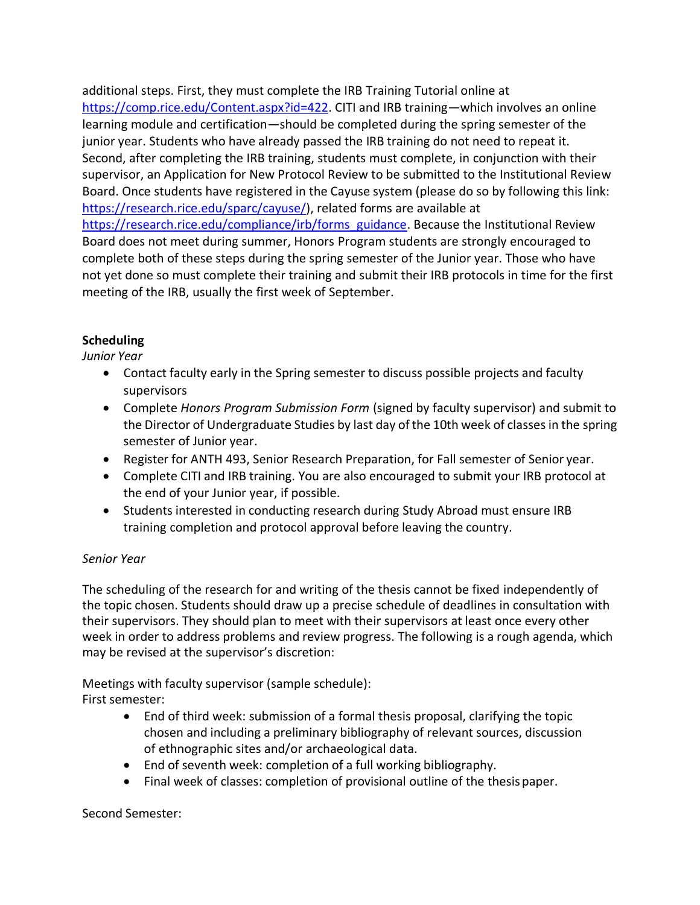additional steps. First, they must complete the IRB Training Tutorial online at [https://comp.rice.edu/Content.aspx?id=422](https://comp.rice.edu/Content.aspx?id=422). CITI and IRB training—which involves an online learning module and certification—should be completed during the spring semester of the junior year. Students who have already passed the IRB training do not need to repeat it. Second, after completing the IRB training, students must complete, in conjunction with their supervisor, an Application for New Protocol Review to be submitted to the Institutional Review Board. Once students have registered in the Cayuse system (please do so by following this link: [https://research.rice.edu/sparc/cayuse/](https://research.rice.edu/sparc/cayuse/)), related forms are available at [https://research.rice.edu/compliance/irb/forms_guidance](https://research.rice.edu/compliance/irb/forms_guidance). Because the Institutional Review Board does not meet during summer, Honors Program students are strongly encouraged to complete both of these steps during the spring semester of the Junior year. Those who have not yet done so must complete their training and submit their IRB protocols in time for the first meeting of the IRB, usually the first week of September.

**Scheduling**

*Junior Year*

- Contact faculty early in the Spring semester to discuss possible projects and faculty supervisors
- Complete *Honors Program Submission Form* (signed by faculty supervisor) and submit to the Director of Undergraduate Studies by last day of the 10th week of classes in the spring semester of Junior year.
- Register for ANTH 493, Senior Research Preparation, for Fall semester of Senior year.
- Complete CITI and IRB training. You are also encouraged to submit your IRB protocol at the end of your Junior year, if possible.
- Students interested in conducting research during Study Abroad must ensure IRB training completion and protocol approval before leaving the country.

*Senior Year*

The scheduling of the research for and writing of the thesis cannot be fixed independently of the topic chosen. Students should draw up a precise schedule of deadlines in consultation with their supervisors. They should plan to meet with their supervisors at least once every other week in order to address problems and review progress. The following is a rough agenda, which may be revised at the supervisor's discretion:

Meetings with faculty supervisor (sample schedule):
First semester:

- End of third week: submission of a formal thesis proposal, clarifying the topic chosen and including a preliminary bibliography of relevant sources, discussion of ethnographic sites and/or archaeological data.
- End of seventh week: completion of a full working bibliography.
- Final week of classes: completion of provisional outline of the thesis paper.

Second Semester: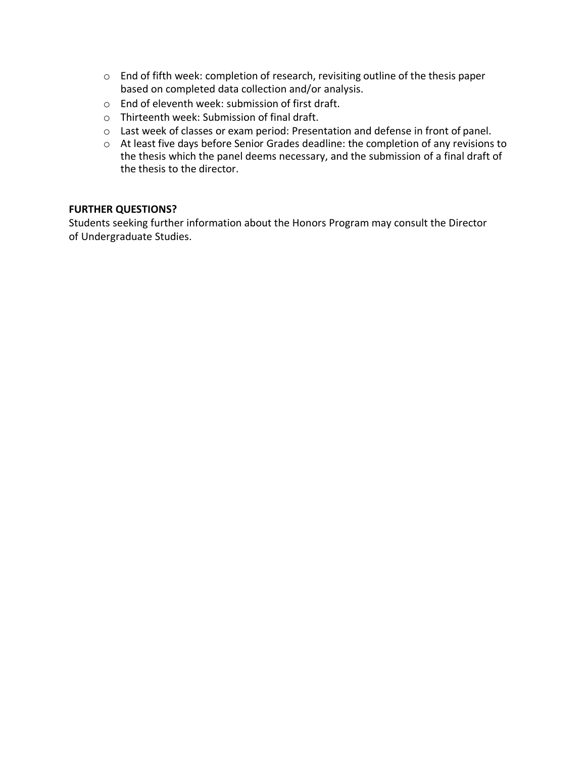- End of fifth week: completion of research, revisiting outline of the thesis paper based on completed data collection and/or analysis.
- End of eleventh week: submission of first draft.
- Thirteenth week: Submission of final draft.
- Last week of classes or exam period: Presentation and defense in front of panel.
- At least five days before Senior Grades deadline: the completion of any revisions to the thesis which the panel deems necessary, and the submission of a final draft of the thesis to the director.

**FURTHER QUESTIONS?**

Students seeking further information about the Honors Program may consult the Director of Undergraduate Studies.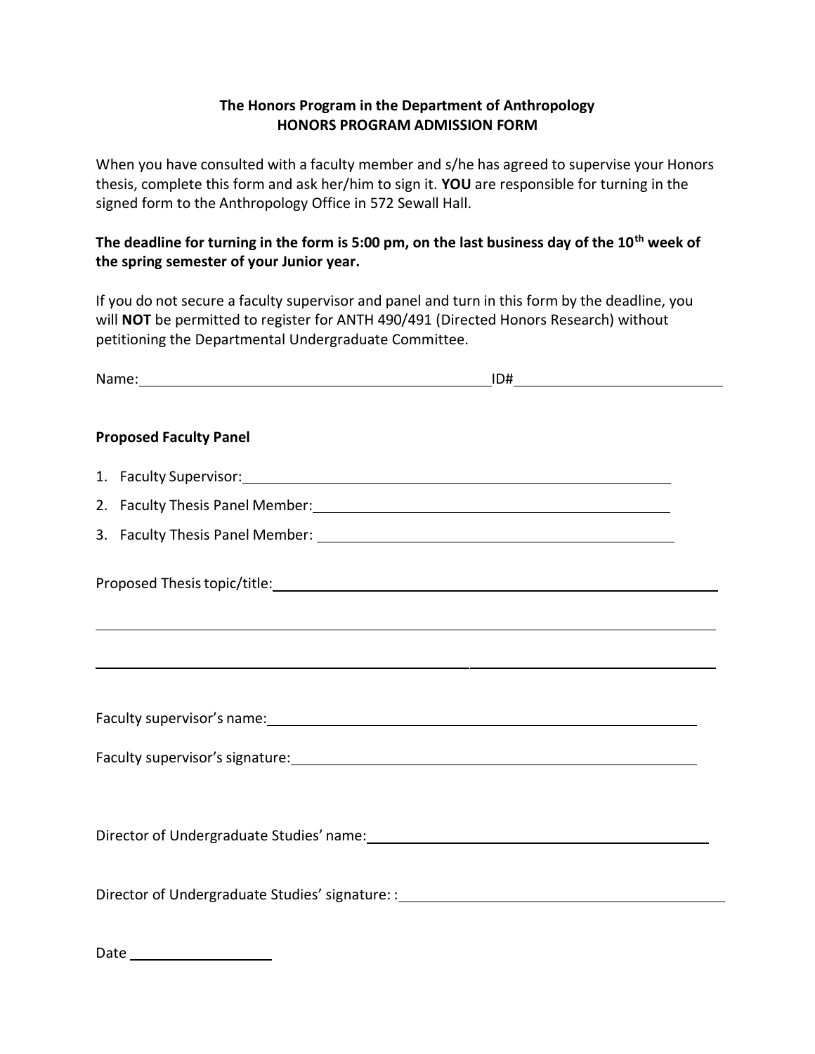**The Honors Program in the Department of Anthropology**
**HONORS PROGRAM ADMISSION FORM**

When you have consulted with a faculty member and s/he has agreed to supervise your Honors thesis, complete this form and ask her/him to sign it. **YOU** are responsible for turning in the signed form to the Anthropology Office in 572 Sewall Hall.

**The deadline for turning in the form is 5:00 pm, on the last business day of the 10th week of the spring semester of your Junior year.**

If you do not secure a faculty supervisor and panel and turn in this form by the deadline, you will **NOT** be permitted to register for ANTH 490/491 (Directed Honors Research) without petitioning the Departmental Undergraduate Committee.

Name: ______________________________ ID# ____________________

**Proposed Faculty Panel**

1. Faculty Supervisor: ______________________________
2. Faculty Thesis Panel Member: ______________________________
3. Faculty Thesis Panel Member: ______________________________

Proposed Thesis topic/title: ______________________________

______________________________________________________

______________________________________________________

Faculty supervisor's name: ______________________________

Faculty supervisor's signature: ______________________________

Director of Undergraduate Studies' name: ______________________________

Director of Undergraduate Studies' signature: : ______________________________

Date ____________